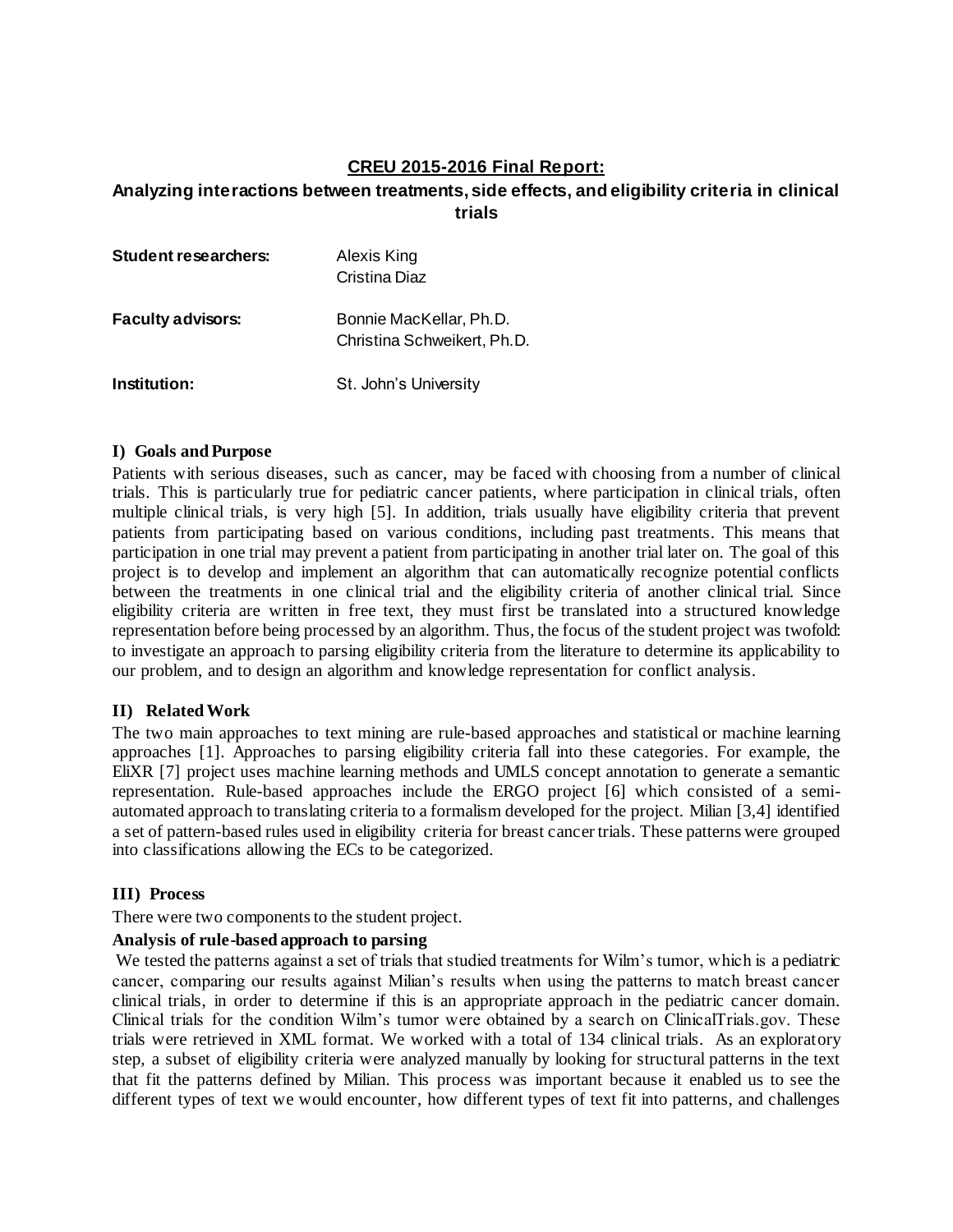## CREU 2015-2016 Final Report:

## Analyzing interactions between treatments, side effects, and eligibility criteria in clinical trials

| | |
|---|---|
| **Student researchers:** | Alexis King<br>Cristina Diaz |
| **Faculty advisors:** | Bonnie MacKellar, Ph.D.<br>Christina Schweikert, Ph.D. |
| **Institution:** | St. John's University |

### I) Goals and Purpose

Patients with serious diseases, such as cancer, may be faced with choosing from a number of clinical trials. This is particularly true for pediatric cancer patients, where participation in clinical trials, often multiple clinical trials, is very high [5]. In addition, trials usually have eligibility criteria that prevent patients from participating based on various conditions, including past treatments. This means that participation in one trial may prevent a patient from participating in another trial later on. The goal of this project is to develop and implement an algorithm that can automatically recognize potential conflicts between the treatments in one clinical trial and the eligibility criteria of another clinical trial. Since eligibility criteria are written in free text, they must first be translated into a structured knowledge representation before being processed by an algorithm. Thus, the focus of the student project was twofold: to investigate an approach to parsing eligibility criteria from the literature to determine its applicability to our problem, and to design an algorithm and knowledge representation for conflict analysis.

### II) Related Work

The two main approaches to text mining are rule-based approaches and statistical or machine learning approaches [1]. Approaches to parsing eligibility criteria fall into these categories. For example, the EliXR [7] project uses machine learning methods and UMLS concept annotation to generate a semantic representation. Rule-based approaches include the ERGO project [6] which consisted of a semi-automated approach to translating criteria to a formalism developed for the project. Milian [3,4] identified a set of pattern-based rules used in eligibility criteria for breast cancer trials. These patterns were grouped into classifications allowing the ECs to be categorized.

### III) Process

There were two components to the student project.

**Analysis of rule-based approach to parsing**

We tested the patterns against a set of trials that studied treatments for Wilm's tumor, which is a pediatric cancer, comparing our results against Milian's results when using the patterns to match breast cancer clinical trials, in order to determine if this is an appropriate approach in the pediatric cancer domain. Clinical trials for the condition Wilm's tumor were obtained by a search on ClinicalTrials.gov. These trials were retrieved in XML format. We worked with a total of 134 clinical trials. As an exploratory step, a subset of eligibility criteria were analyzed manually by looking for structural patterns in the text that fit the patterns defined by Milian. This process was important because it enabled us to see the different types of text we would encounter, how different types of text fit into patterns, and challenges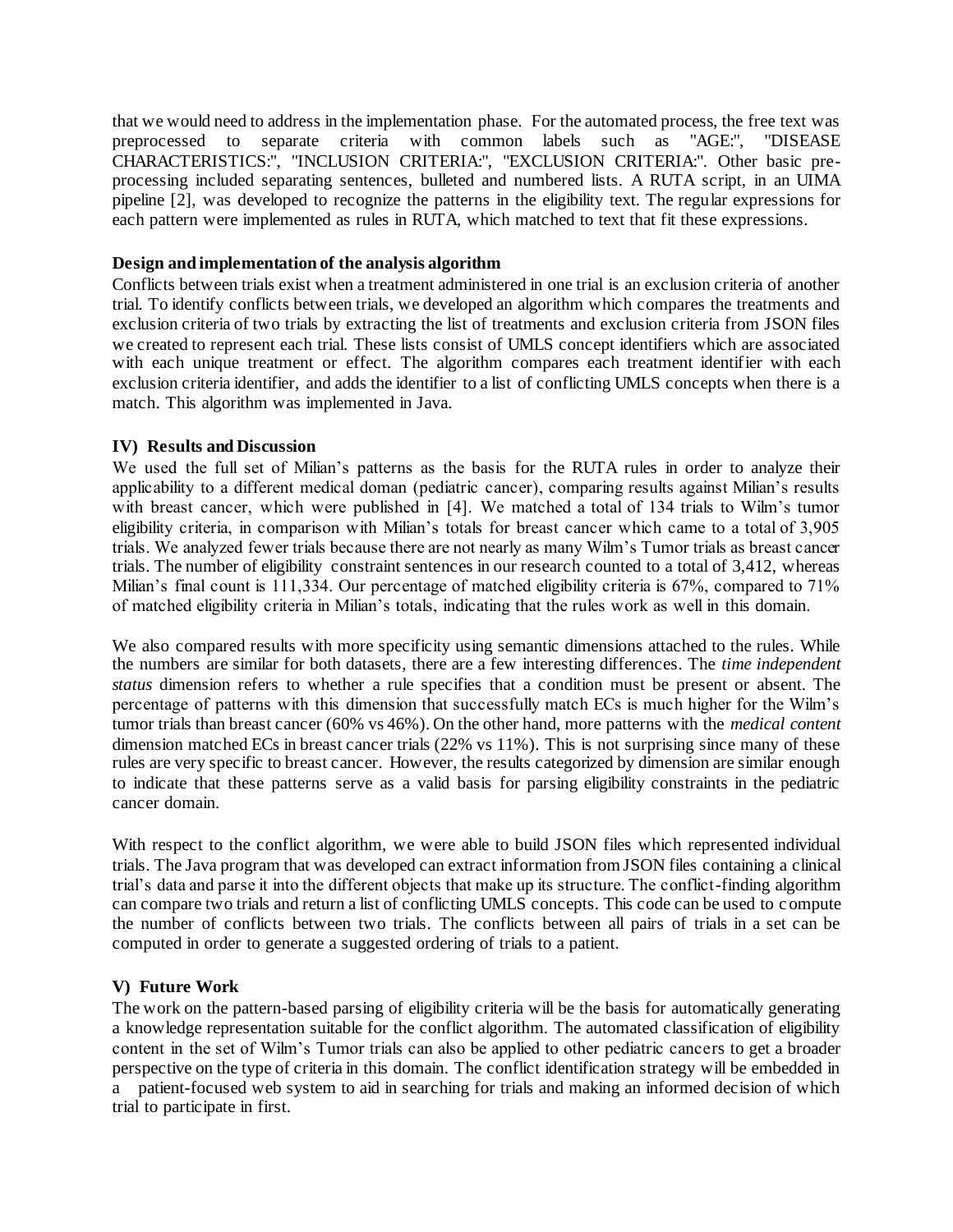that we would need to address in the implementation phase. For the automated process, the free text was preprocessed to separate criteria with common labels such as "AGE:", "DISEASE CHARACTERISTICS:", "INCLUSION CRITERIA:", "EXCLUSION CRITERIA:". Other basic pre-processing included separating sentences, bulleted and numbered lists. A RUTA script, in an UIMA pipeline [2], was developed to recognize the patterns in the eligibility text. The regular expressions for each pattern were implemented as rules in RUTA, which matched to text that fit these expressions.

**Design and implementation of the analysis algorithm**

Conflicts between trials exist when a treatment administered in one trial is an exclusion criteria of another trial. To identify conflicts between trials, we developed an algorithm which compares the treatments and exclusion criteria of two trials by extracting the list of treatments and exclusion criteria from JSON files we created to represent each trial. These lists consist of UMLS concept identifiers which are associated with each unique treatment or effect. The algorithm compares each treatment identifier with each exclusion criteria identifier, and adds the identifier to a list of conflicting UMLS concepts when there is a match. This algorithm was implemented in Java.

## IV) Results and Discussion

We used the full set of Milian's patterns as the basis for the RUTA rules in order to analyze their applicability to a different medical doman (pediatric cancer), comparing results against Milian's results with breast cancer, which were published in [4]. We matched a total of 134 trials to Wilm's tumor eligibility criteria, in comparison with Milian's totals for breast cancer which came to a total of 3,905 trials. We analyzed fewer trials because there are not nearly as many Wilm's Tumor trials as breast cancer trials. The number of eligibility constraint sentences in our research counted to a total of 3,412, whereas Milian's final count is 111,334. Our percentage of matched eligibility criteria is 67%, compared to 71% of matched eligibility criteria in Milian's totals, indicating that the rules work as well in this domain.

We also compared results with more specificity using semantic dimensions attached to the rules. While the numbers are similar for both datasets, there are a few interesting differences. The *time independent status* dimension refers to whether a rule specifies that a condition must be present or absent. The percentage of patterns with this dimension that successfully match ECs is much higher for the Wilm's tumor trials than breast cancer (60% vs 46%). On the other hand, more patterns with the *medical content* dimension matched ECs in breast cancer trials (22% vs 11%). This is not surprising since many of these rules are very specific to breast cancer. However, the results categorized by dimension are similar enough to indicate that these patterns serve as a valid basis for parsing eligibility constraints in the pediatric cancer domain.

With respect to the conflict algorithm, we were able to build JSON files which represented individual trials. The Java program that was developed can extract information from JSON files containing a clinical trial's data and parse it into the different objects that make up its structure. The conflict-finding algorithm can compare two trials and return a list of conflicting UMLS concepts. This code can be used to compute the number of conflicts between two trials. The conflicts between all pairs of trials in a set can be computed in order to generate a suggested ordering of trials to a patient.

## V) Future Work

The work on the pattern-based parsing of eligibility criteria will be the basis for automatically generating a knowledge representation suitable for the conflict algorithm. The automated classification of eligibility content in the set of Wilm's Tumor trials can also be applied to other pediatric cancers to get a broader perspective on the type of criteria in this domain. The conflict identification strategy will be embedded in a patient-focused web system to aid in searching for trials and making an informed decision of which trial to participate in first.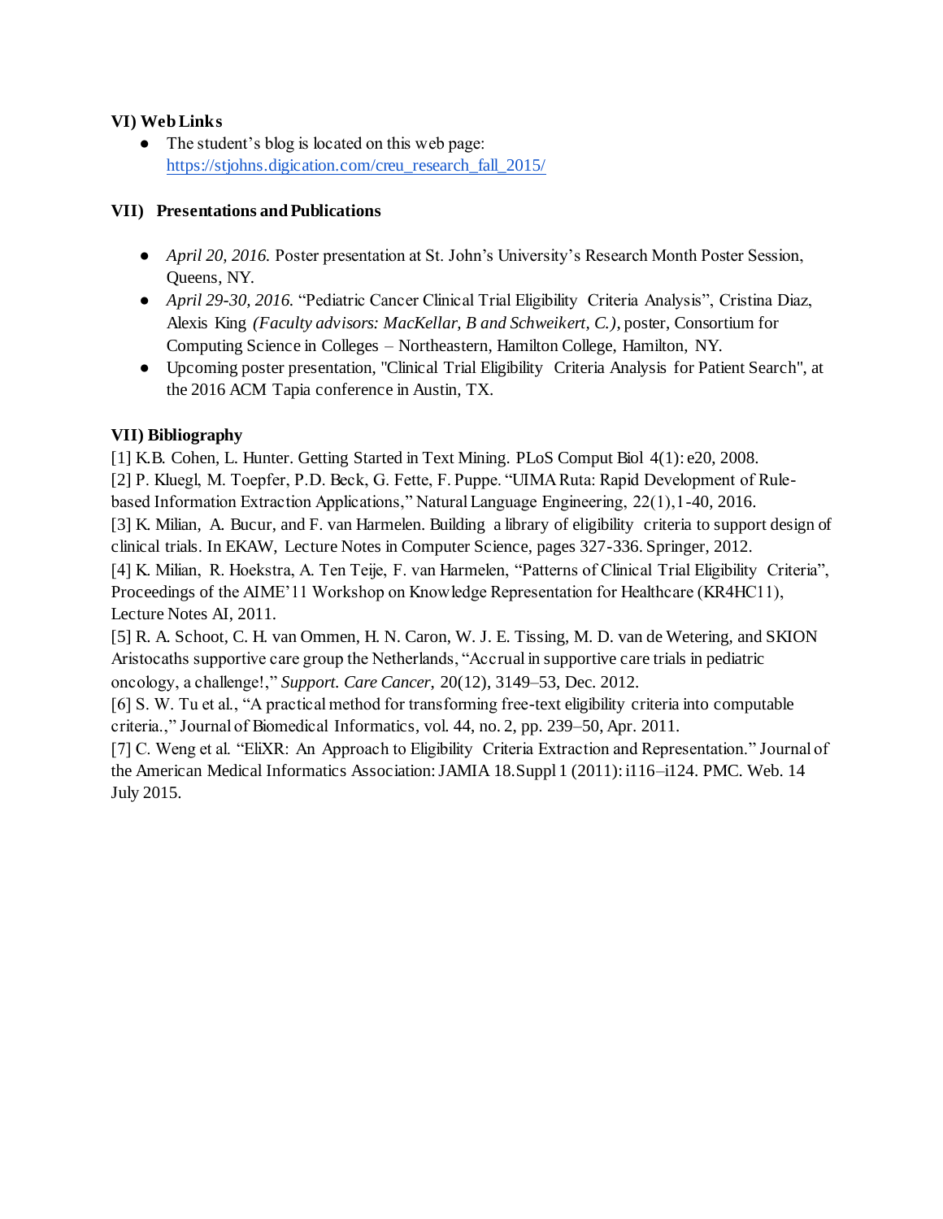**VI) Web Links**

- The student's blog is located on this web page: https://stjohns.digication.com/creu_research_fall_2015/

**VII) Presentations and Publications**

- *April 20, 2016.* Poster presentation at St. John's University's Research Month Poster Session, Queens, NY.
- *April 29-30, 2016.* "Pediatric Cancer Clinical Trial Eligibility Criteria Analysis", Cristina Diaz, Alexis King *(Faculty advisors: MacKellar, B and Schweikert, C.)*, poster, Consortium for Computing Science in Colleges – Northeastern, Hamilton College, Hamilton, NY.
- Upcoming poster presentation, "Clinical Trial Eligibility Criteria Analysis for Patient Search", at the 2016 ACM Tapia conference in Austin, TX.

**VII) Bibliography**

[1] K.B. Cohen, L. Hunter. Getting Started in Text Mining. PLoS Comput Biol 4(1): e20, 2008.
[2] P. Kluegl, M. Toepfer, P.D. Beck, G. Fette, F. Puppe. "UIMA Ruta: Rapid Development of Rule-based Information Extraction Applications," Natural Language Engineering, 22(1),1-40, 2016.
[3] K. Milian, A. Bucur, and F. van Harmelen. Building a library of eligibility criteria to support design of clinical trials. In EKAW, Lecture Notes in Computer Science, pages 327-336. Springer, 2012.
[4] K. Milian, R. Hoekstra, A. Ten Teije, F. van Harmelen, "Patterns of Clinical Trial Eligibility Criteria", Proceedings of the AIME'11 Workshop on Knowledge Representation for Healthcare (KR4HC11), Lecture Notes AI, 2011.
[5] R. A. Schoot, C. H. van Ommen, H. N. Caron, W. J. E. Tissing, M. D. van de Wetering, and SKION Aristocaths supportive care group the Netherlands, "Accrual in supportive care trials in pediatric oncology, a challenge!," *Support. Care Cancer*, 20(12), 3149–53, Dec. 2012.
[6] S. W. Tu et al., "A practical method for transforming free-text eligibility criteria into computable criteria.," Journal of Biomedical Informatics, vol. 44, no. 2, pp. 239–50, Apr. 2011.
[7] C. Weng et al. "EliXR: An Approach to Eligibility Criteria Extraction and Representation." Journal of the American Medical Informatics Association: JAMIA 18.Suppl 1 (2011): i116–i124. PMC. Web. 14 July 2015.